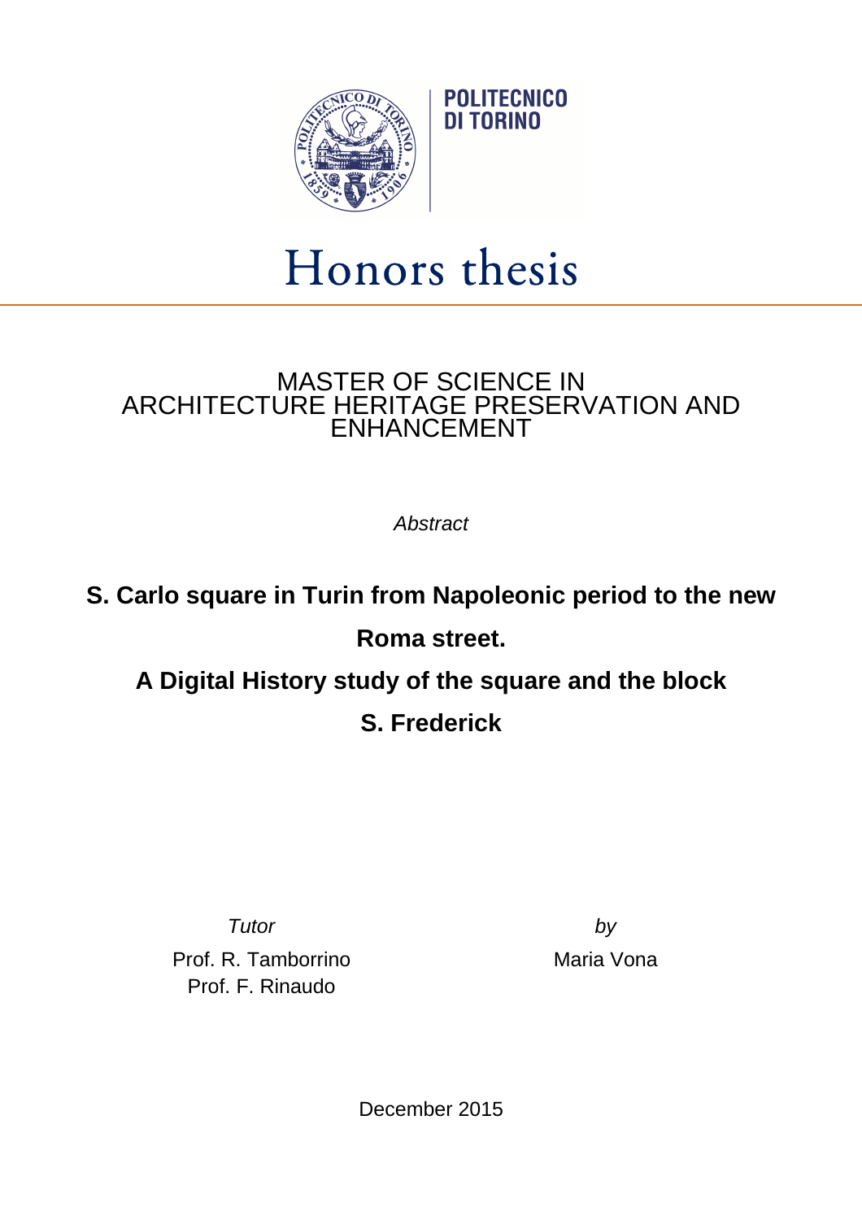POLITECNICO DI TORINO

# Honors thesis

MASTER OF SCIENCE IN
ARCHITECTURE HERITAGE PRESERVATION AND ENHANCEMENT

*Abstract*

## S. Carlo square in Turin from Napoleonic period to the new Roma street.
## A Digital History study of the square and the block S. Frederick

*Tutor*
Prof. R. Tamborrino
Prof. F. Rinaudo

*by*
Maria Vona

December 2015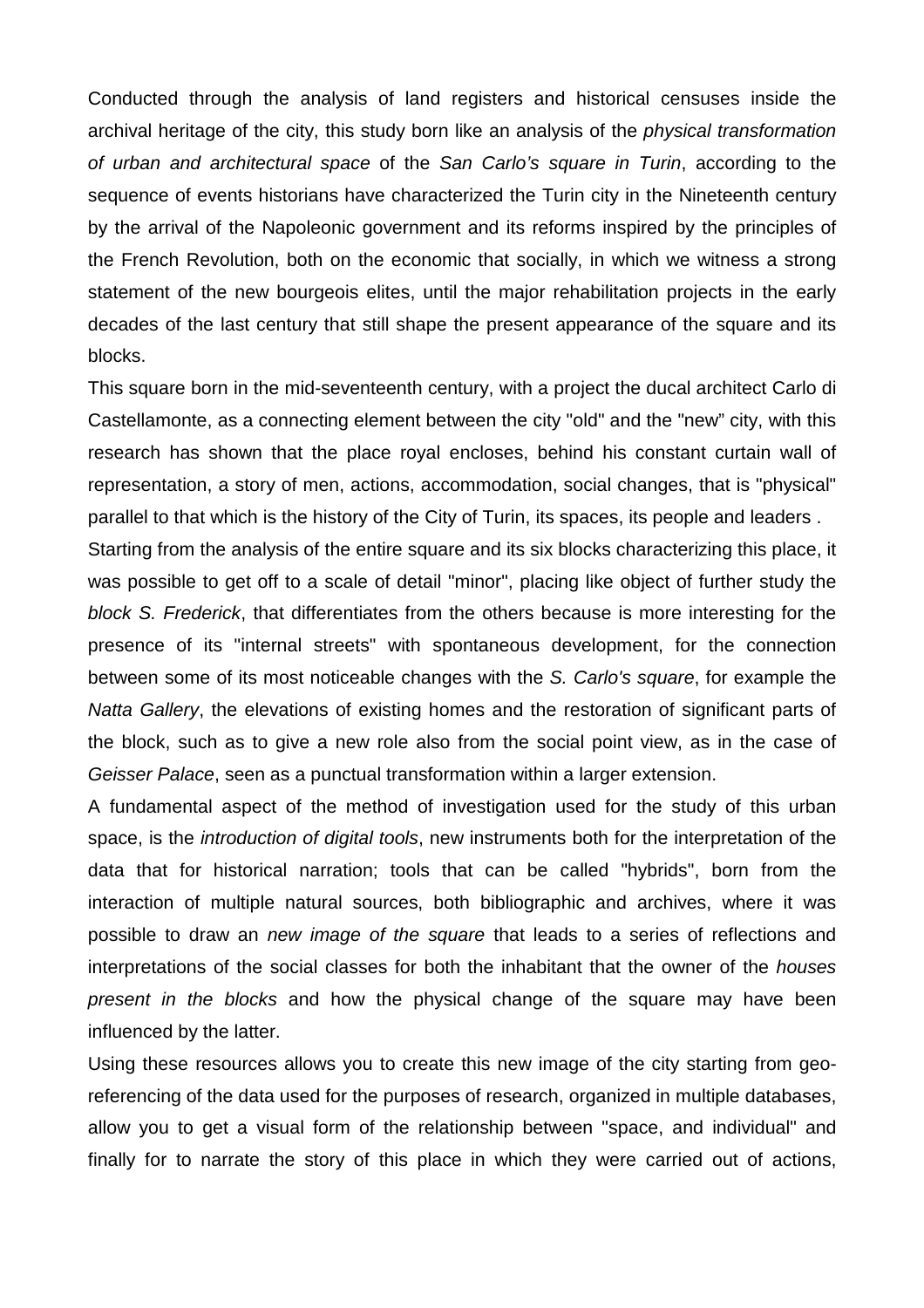Conducted through the analysis of land registers and historical censuses inside the archival heritage of the city, this study born like an analysis of the *physical transformation of urban and architectural space* of the *San Carlo's square in Turin*, according to the sequence of events historians have characterized the Turin city in the Nineteenth century by the arrival of the Napoleonic government and its reforms inspired by the principles of the French Revolution, both on the economic that socially, in which we witness a strong statement of the new bourgeois elites, until the major rehabilitation projects in the early decades of the last century that still shape the present appearance of the square and its blocks.

This square born in the mid-seventeenth century, with a project the ducal architect Carlo di Castellamonte, as a connecting element between the city "old" and the "new" city, with this research has shown that the place royal encloses, behind his constant curtain wall of representation, a story of men, actions, accommodation, social changes, that is "physical" parallel to that which is the history of the City of Turin, its spaces, its people and leaders .

Starting from the analysis of the entire square and its six blocks characterizing this place, it was possible to get off to a scale of detail "minor", placing like object of further study the *block S. Frederick*, that differentiates from the others because is more interesting for the presence of its "internal streets" with spontaneous development, for the connection between some of its most noticeable changes with the *S. Carlo's square*, for example the *Natta Gallery*, the elevations of existing homes and the restoration of significant parts of the block, such as to give a new role also from the social point view, as in the case of *Geisser Palace*, seen as a punctual transformation within a larger extension.

A fundamental aspect of the method of investigation used for the study of this urban space, is the *introduction of digital tools*, new instruments both for the interpretation of the data that for historical narration; tools that can be called "hybrids", born from the interaction of multiple natural sources, both bibliographic and archives, where it was possible to draw an *new image of the square* that leads to a series of reflections and interpretations of the social classes for both the inhabitant that the owner of the *houses present in the blocks* and how the physical change of the square may have been influenced by the latter.

Using these resources allows you to create this new image of the city starting from geo-referencing of the data used for the purposes of research, organized in multiple databases, allow you to get a visual form of the relationship between "space, and individual" and finally for to narrate the story of this place in which they were carried out of actions,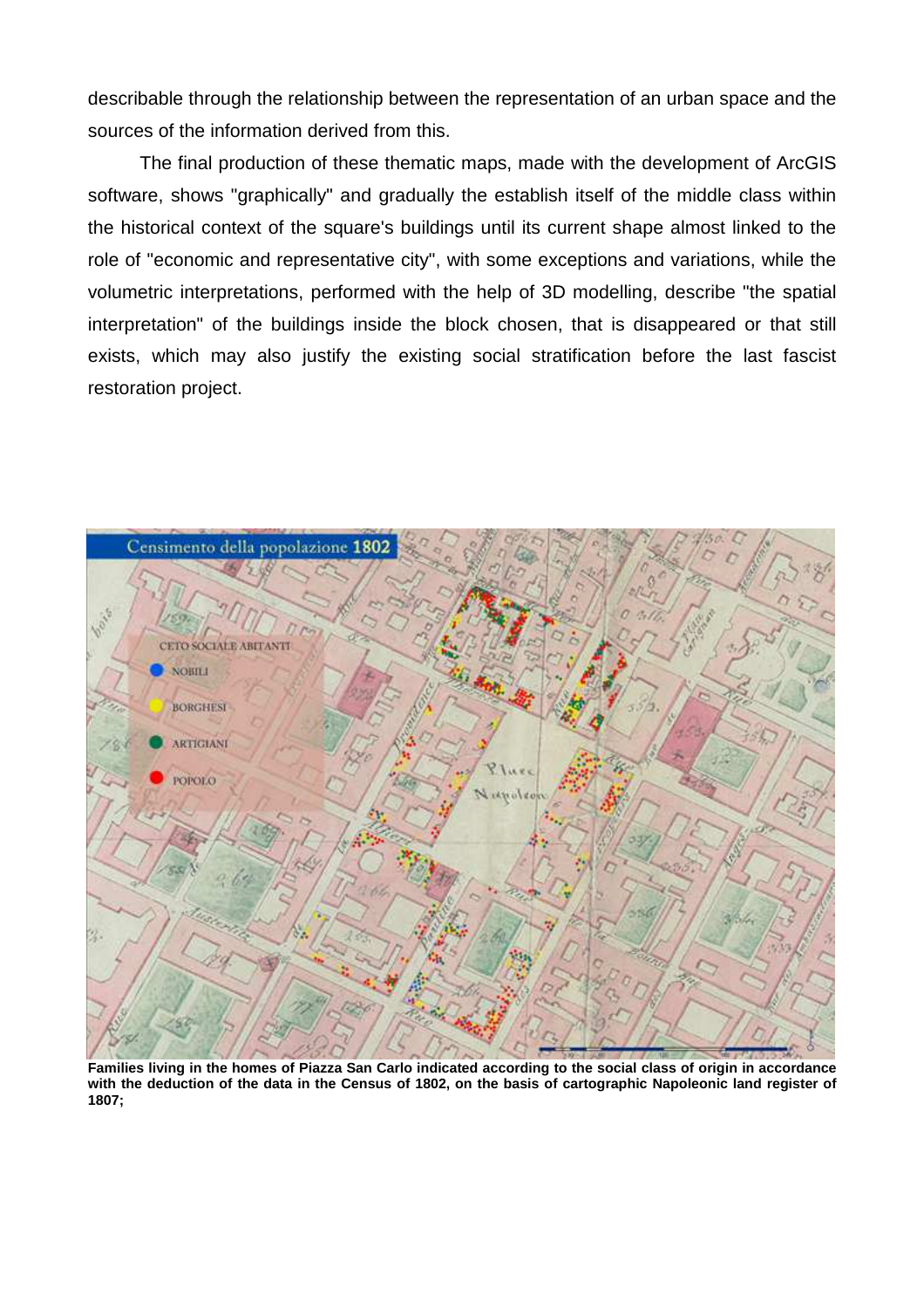describable through the relationship between the representation of an urban space and the sources of the information derived from this.

The final production of these thematic maps, made with the development of ArcGIS software, shows "graphically" and gradually the establish itself of the middle class within the historical context of the square's buildings until its current shape almost linked to the role of "economic and representative city", with some exceptions and variations, while the volumetric interpretations, performed with the help of 3D modelling, describe "the spatial interpretation" of the buildings inside the block chosen, that is disappeared or that still exists, which may also justify the existing social stratification before the last fascist restoration project.

**Families living in the homes of Piazza San Carlo indicated according to the social class of origin in accordance with the deduction of the data in the Census of 1802, on the basis of cartographic Napoleonic land register of 1807;**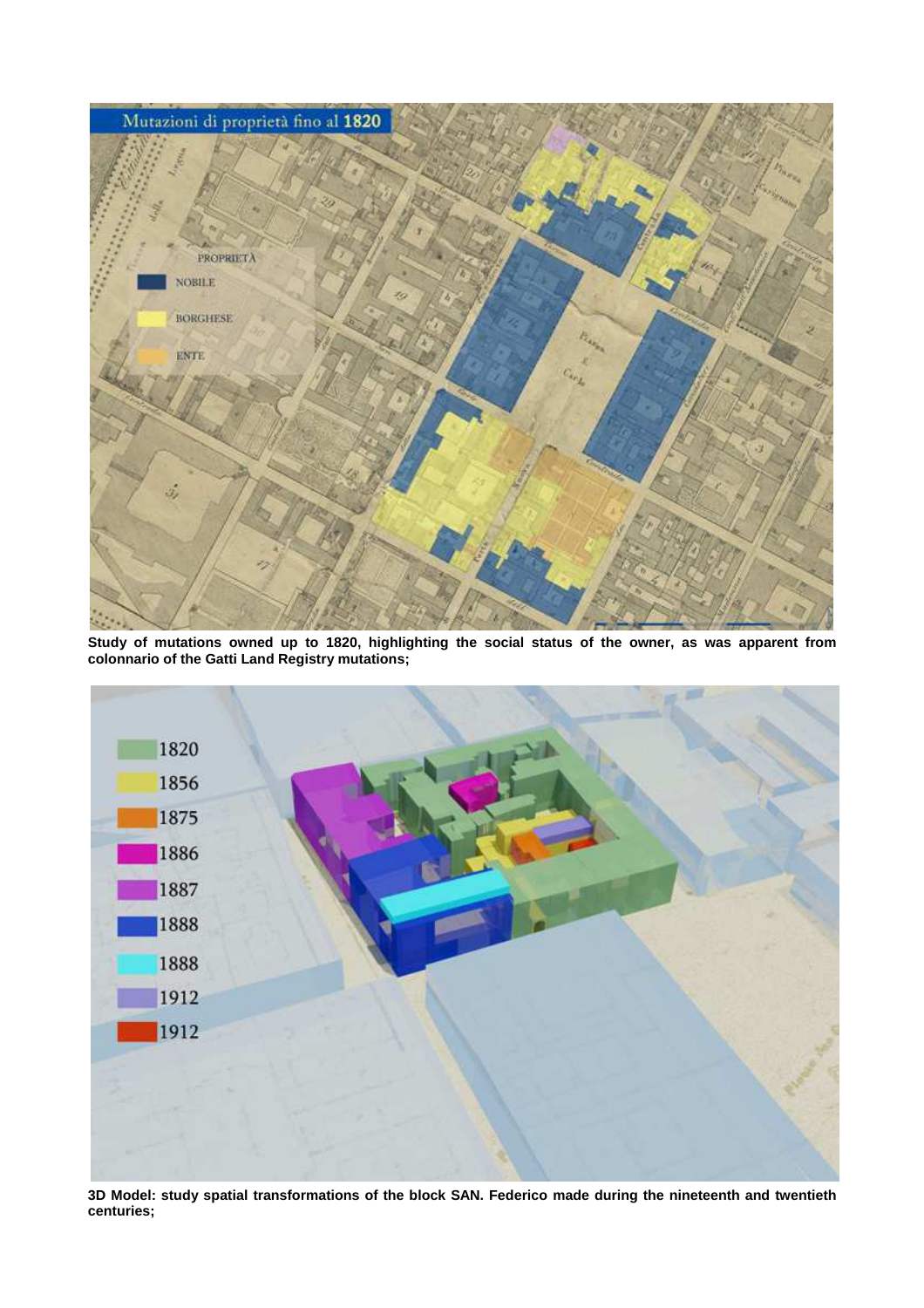Study of mutations owned up to 1820, highlighting the social status of the owner, as was apparent from colonnario of the Gatti Land Registry mutations;

3D Model: study spatial transformations of the block SAN. Federico made during the nineteenth and twentieth centuries;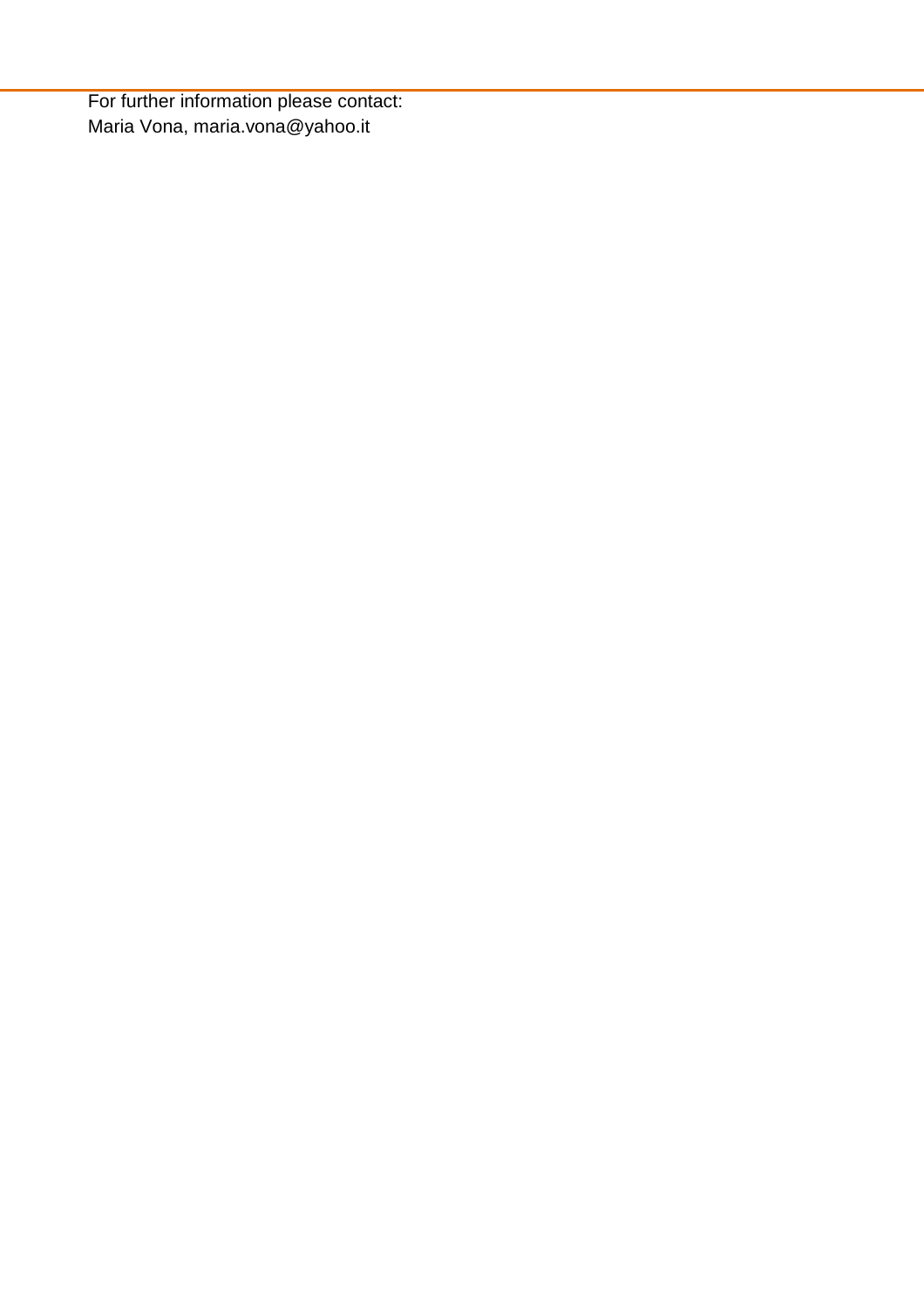For further information please contact:
Maria Vona, maria.vona@yahoo.it